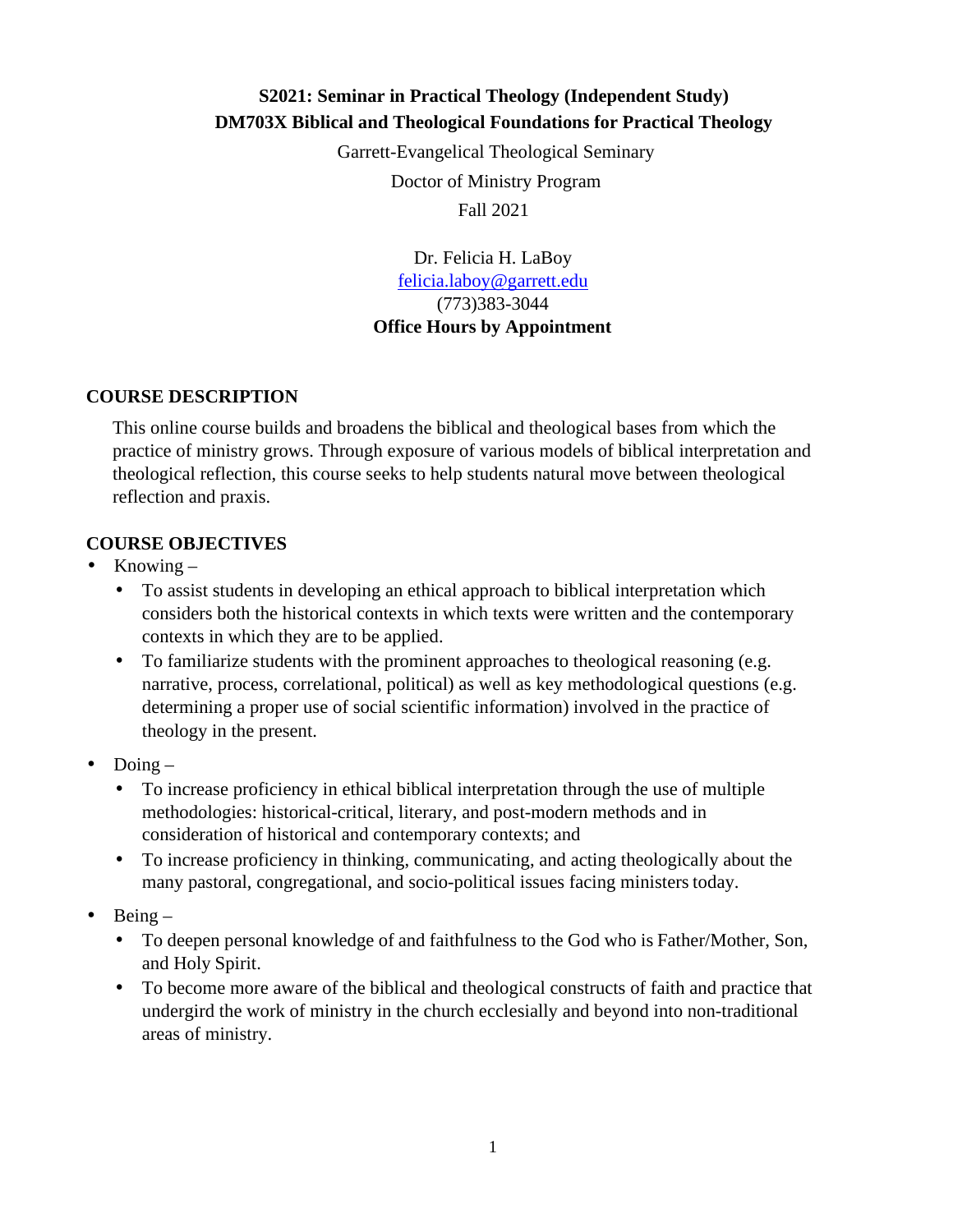**S2021: Seminar in Practical Theology (Independent Study)**
**DM703X Biblical and Theological Foundations for Practical Theology**

Garrett-Evangelical Theological Seminary

Doctor of Ministry Program

Fall 2021

Dr. Felicia H. LaBoy
felicia.laboy@garrett.edu
(773)383-3044
**Office Hours by Appointment**

## COURSE DESCRIPTION

This online course builds and broadens the biblical and theological bases from which the practice of ministry grows. Through exposure of various models of biblical interpretation and theological reflection, this course seeks to help students natural move between theological reflection and praxis.

## COURSE OBJECTIVES

- Knowing –
  - To assist students in developing an ethical approach to biblical interpretation which considers both the historical contexts in which texts were written and the contemporary contexts in which they are to be applied.
  - To familiarize students with the prominent approaches to theological reasoning (e.g. narrative, process, correlational, political) as well as key methodological questions (e.g. determining a proper use of social scientific information) involved in the practice of theology in the present.
- Doing –
  - To increase proficiency in ethical biblical interpretation through the use of multiple methodologies: historical-critical, literary, and post-modern methods and in consideration of historical and contemporary contexts; and
  - To increase proficiency in thinking, communicating, and acting theologically about the many pastoral, congregational, and socio-political issues facing ministers today.
- Being –
  - To deepen personal knowledge of and faithfulness to the God who is Father/Mother, Son, and Holy Spirit.
  - To become more aware of the biblical and theological constructs of faith and practice that undergird the work of ministry in the church ecclesially and beyond into non-traditional areas of ministry.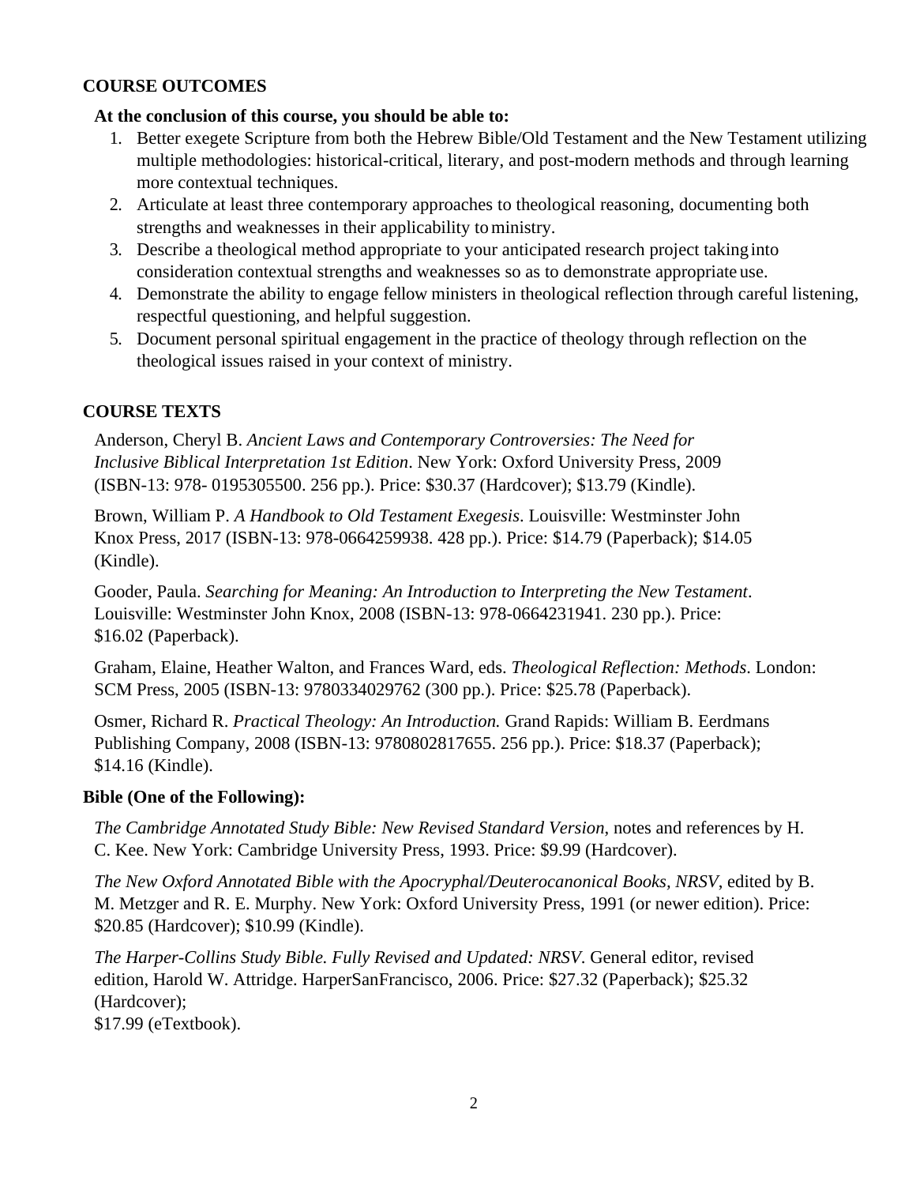## COURSE OUTCOMES

**At the conclusion of this course, you should be able to:**

1. Better exegete Scripture from both the Hebrew Bible/Old Testament and the New Testament utilizing multiple methodologies: historical-critical, literary, and post-modern methods and through learning more contextual techniques.
2. Articulate at least three contemporary approaches to theological reasoning, documenting both strengths and weaknesses in their applicability to ministry.
3. Describe a theological method appropriate to your anticipated research project taking into consideration contextual strengths and weaknesses so as to demonstrate appropriate use.
4. Demonstrate the ability to engage fellow ministers in theological reflection through careful listening, respectful questioning, and helpful suggestion.
5. Document personal spiritual engagement in the practice of theology through reflection on the theological issues raised in your context of ministry.

## COURSE TEXTS

Anderson, Cheryl B. *Ancient Laws and Contemporary Controversies: The Need for Inclusive Biblical Interpretation 1st Edition*. New York: Oxford University Press, 2009 (ISBN-13: 978- 0195305500. 256 pp.). Price: $30.37 (Hardcover); $13.79 (Kindle).

Brown, William P. *A Handbook to Old Testament Exegesis*. Louisville: Westminster John Knox Press, 2017 (ISBN-13: 978-0664259938. 428 pp.). Price: $14.79 (Paperback); $14.05 (Kindle).

Gooder, Paula. *Searching for Meaning: An Introduction to Interpreting the New Testament*. Louisville: Westminster John Knox, 2008 (ISBN-13: 978-0664231941. 230 pp.). Price: $16.02 (Paperback).

Graham, Elaine, Heather Walton, and Frances Ward, eds. *Theological Reflection: Methods*. London: SCM Press, 2005 (ISBN-13: 9780334029762 (300 pp.). Price: $25.78 (Paperback).

Osmer, Richard R. *Practical Theology: An Introduction.* Grand Rapids: William B. Eerdmans Publishing Company, 2008 (ISBN-13: 9780802817655. 256 pp.). Price: $18.37 (Paperback); $14.16 (Kindle).

**Bible (One of the Following):**

*The Cambridge Annotated Study Bible: New Revised Standard Version*, notes and references by H. C. Kee. New York: Cambridge University Press, 1993. Price: $9.99 (Hardcover).

*The New Oxford Annotated Bible with the Apocryphal/Deuterocanonical Books, NRSV*, edited by B. M. Metzger and R. E. Murphy. New York: Oxford University Press, 1991 (or newer edition). Price: $20.85 (Hardcover); $10.99 (Kindle).

*The Harper-Collins Study Bible. Fully Revised and Updated: NRSV*. General editor, revised edition, Harold W. Attridge. HarperSanFrancisco, 2006. Price: $27.32 (Paperback); $25.32 (Hardcover);
$17.99 (eTextbook).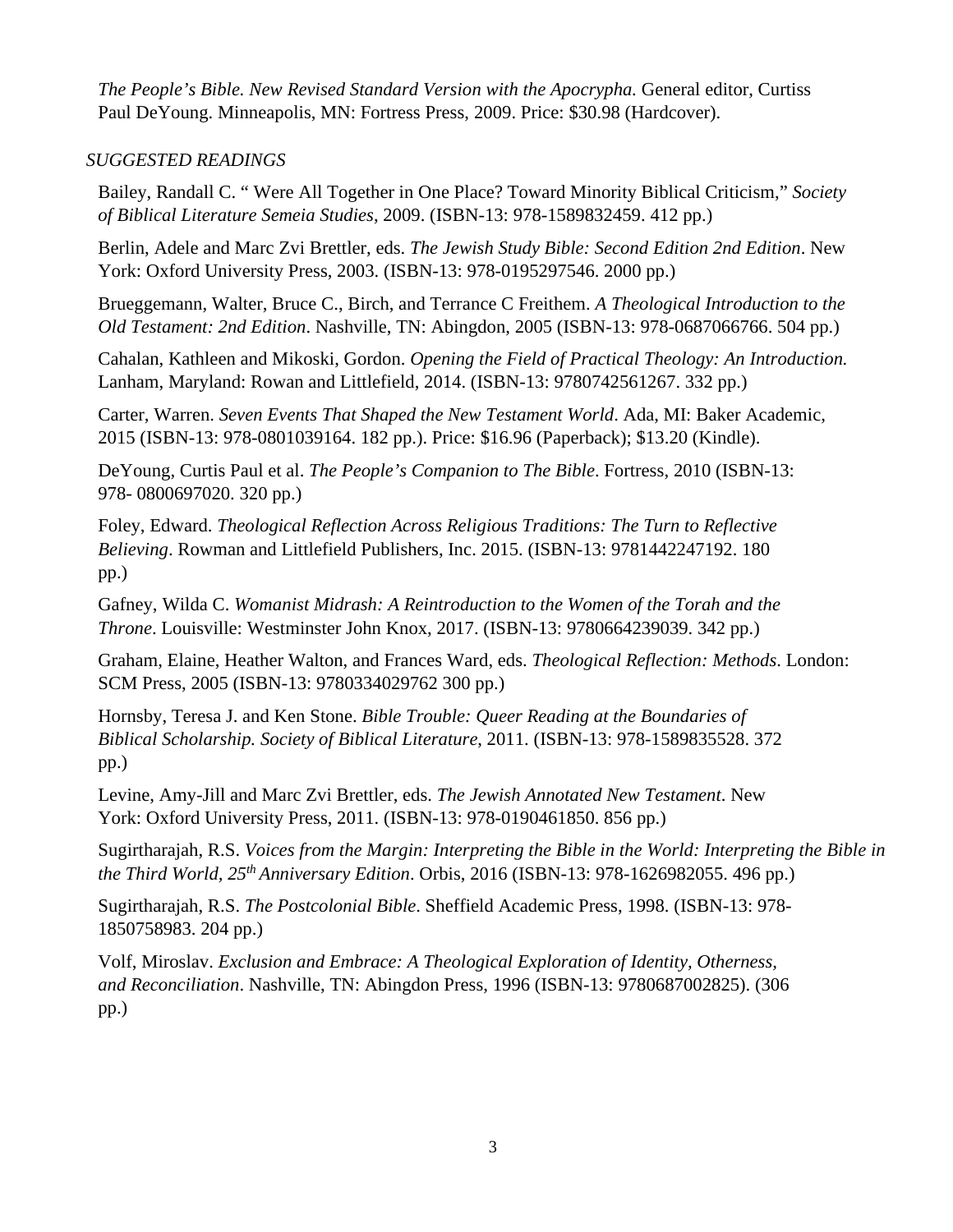*The People's Bible. New Revised Standard Version with the Apocrypha.* General editor, Curtiss Paul DeYoung. Minneapolis, MN: Fortress Press, 2009. Price: $30.98 (Hardcover).

*SUGGESTED READINGS*

Bailey, Randall C. " Were All Together in One Place? Toward Minority Biblical Criticism," *Society of Biblical Literature Semeia Studies*, 2009. (ISBN-13: 978-1589832459. 412 pp.)

Berlin, Adele and Marc Zvi Brettler, eds. *The Jewish Study Bible: Second Edition 2nd Edition*. New York: Oxford University Press, 2003. (ISBN-13: 978-0195297546. 2000 pp.)

Brueggemann, Walter, Bruce C., Birch, and Terrance C Freithem. *A Theological Introduction to the Old Testament: 2nd Edition*. Nashville, TN: Abingdon, 2005 (ISBN-13: 978-0687066766. 504 pp.)

Cahalan, Kathleen and Mikoski, Gordon. *Opening the Field of Practical Theology: An Introduction.* Lanham, Maryland: Rowan and Littlefield, 2014. (ISBN-13: 9780742561267. 332 pp.)

Carter, Warren. *Seven Events That Shaped the New Testament World*. Ada, MI: Baker Academic, 2015 (ISBN-13: 978-0801039164. 182 pp.). Price: $16.96 (Paperback); $13.20 (Kindle).

DeYoung, Curtis Paul et al. *The People's Companion to The Bible*. Fortress, 2010 (ISBN-13: 978- 0800697020. 320 pp.)

Foley, Edward. *Theological Reflection Across Religious Traditions: The Turn to Reflective Believing*. Rowman and Littlefield Publishers, Inc. 2015. (ISBN-13: 9781442247192. 180 pp.)

Gafney, Wilda C. *Womanist Midrash: A Reintroduction to the Women of the Torah and the Throne*. Louisville: Westminster John Knox, 2017. (ISBN-13: 9780664239039. 342 pp.)

Graham, Elaine, Heather Walton, and Frances Ward, eds. *Theological Reflection: Methods*. London: SCM Press, 2005 (ISBN-13: 9780334029762 300 pp.)

Hornsby, Teresa J. and Ken Stone. *Bible Trouble: Queer Reading at the Boundaries of Biblical Scholarship. Society of Biblical Literature,* 2011. (ISBN-13: 978-1589835528. 372 pp.)

Levine, Amy-Jill and Marc Zvi Brettler, eds. *The Jewish Annotated New Testament*. New York: Oxford University Press, 2011. (ISBN-13: 978-0190461850. 856 pp.)

Sugirtharajah, R.S. *Voices from the Margin: Interpreting the Bible in the World: Interpreting the Bible in the Third World, 25th Anniversary Edition*. Orbis, 2016 (ISBN-13: 978-1626982055. 496 pp.)

Sugirtharajah, R.S. *The Postcolonial Bible*. Sheffield Academic Press, 1998. (ISBN-13: 978-1850758983. 204 pp.)

Volf, Miroslav. *Exclusion and Embrace: A Theological Exploration of Identity, Otherness, and Reconciliation*. Nashville, TN: Abingdon Press, 1996 (ISBN-13: 9780687002825). (306 pp.)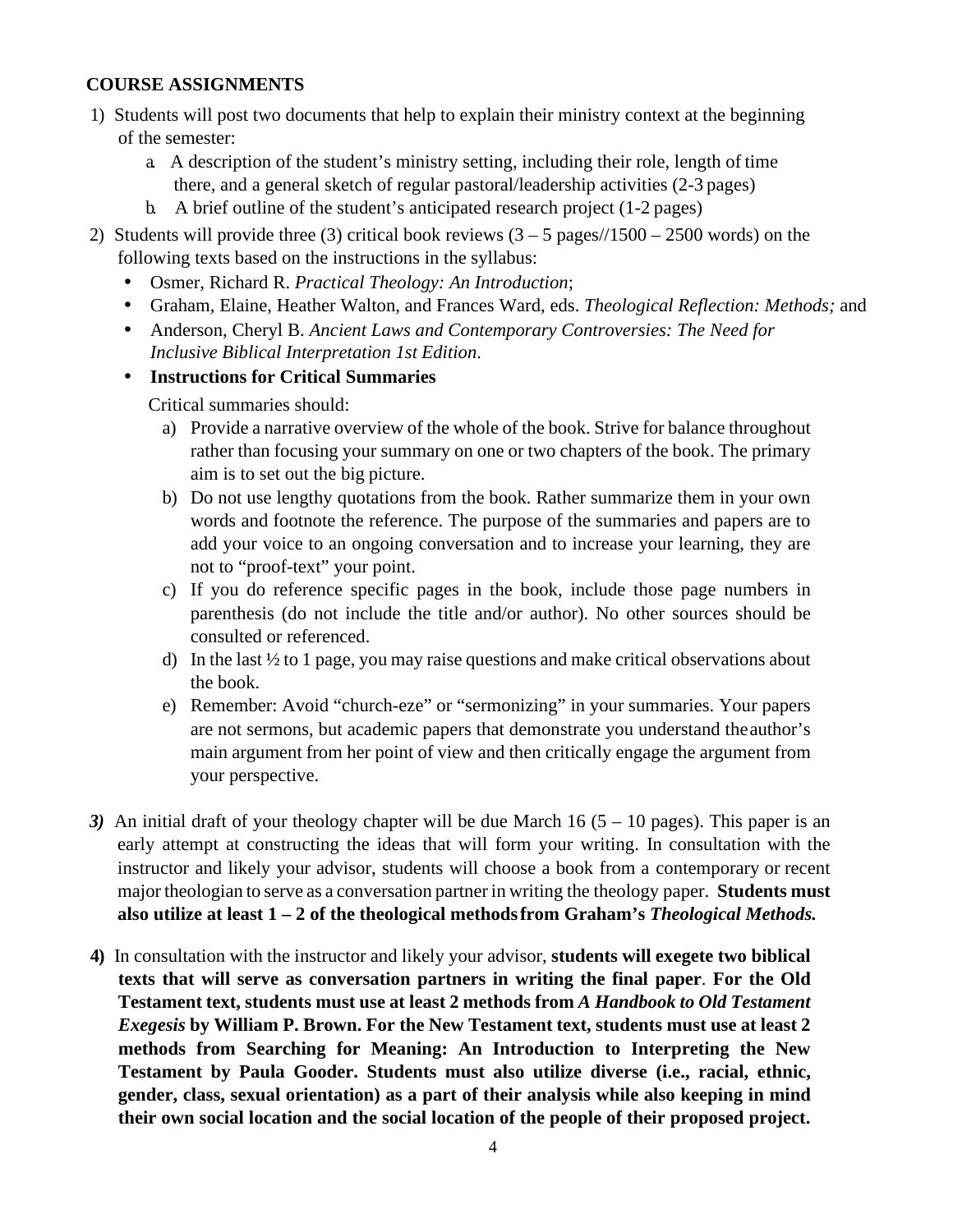**COURSE ASSIGNMENTS**

1) Students will post two documents that help to explain their ministry context at the beginning of the semester:
   a. A description of the student's ministry setting, including their role, length of time there, and a general sketch of regular pastoral/leadership activities (2-3 pages)
   b. A brief outline of the student's anticipated research project (1-2 pages)

2) Students will provide three (3) critical book reviews (3 – 5 pages//1500 – 2500 words) on the following texts based on the instructions in the syllabus:
   - Osmer, Richard R. *Practical Theology: An Introduction*;
   - Graham, Elaine, Heather Walton, and Frances Ward, eds. *Theological Reflection: Methods;* and
   - Anderson, Cheryl B. *Ancient Laws and Contemporary Controversies: The Need for Inclusive Biblical Interpretation 1st Edition*.
   - **Instructions for Critical Summaries**

   Critical summaries should:

   a) Provide a narrative overview of the whole of the book. Strive for balance throughout rather than focusing your summary on one or two chapters of the book. The primary aim is to set out the big picture.
   b) Do not use lengthy quotations from the book. Rather summarize them in your own words and footnote the reference. The purpose of the summaries and papers are to add your voice to an ongoing conversation and to increase your learning, they are not to "proof-text" your point.
   c) If you do reference specific pages in the book, include those page numbers in parenthesis (do not include the title and/or author). No other sources should be consulted or referenced.
   d) In the last ½ to 1 page, you may raise questions and make critical observations about the book.
   e) Remember: Avoid "church-eze" or "sermonizing" in your summaries. Your papers are not sermons, but academic papers that demonstrate you understand the author's main argument from her point of view and then critically engage the argument from your perspective.

***3)*** An initial draft of your theology chapter will be due March 16 (5 – 10 pages). This paper is an early attempt at constructing the ideas that will form your writing. In consultation with the instructor and likely your advisor, students will choose a book from a contemporary or recent major theologian to serve as a conversation partner in writing the theology paper. **Students must also utilize at least 1 – 2 of the theological methods from Graham's *Theological Methods.***

**4)** In consultation with the instructor and likely your advisor, **students will exegete two biblical texts that will serve as conversation partners in writing the final paper**. **For the Old Testament text, students must use at least 2 methods from *A Handbook to Old Testament Exegesis* by William P. Brown. For the New Testament text, students must use at least 2 methods from Searching for Meaning: An Introduction to Interpreting the New Testament by Paula Gooder. Students must also utilize diverse (i.e., racial, ethnic, gender, class, sexual orientation) as a part of their analysis while also keeping in mind their own social location and the social location of the people of their proposed project.**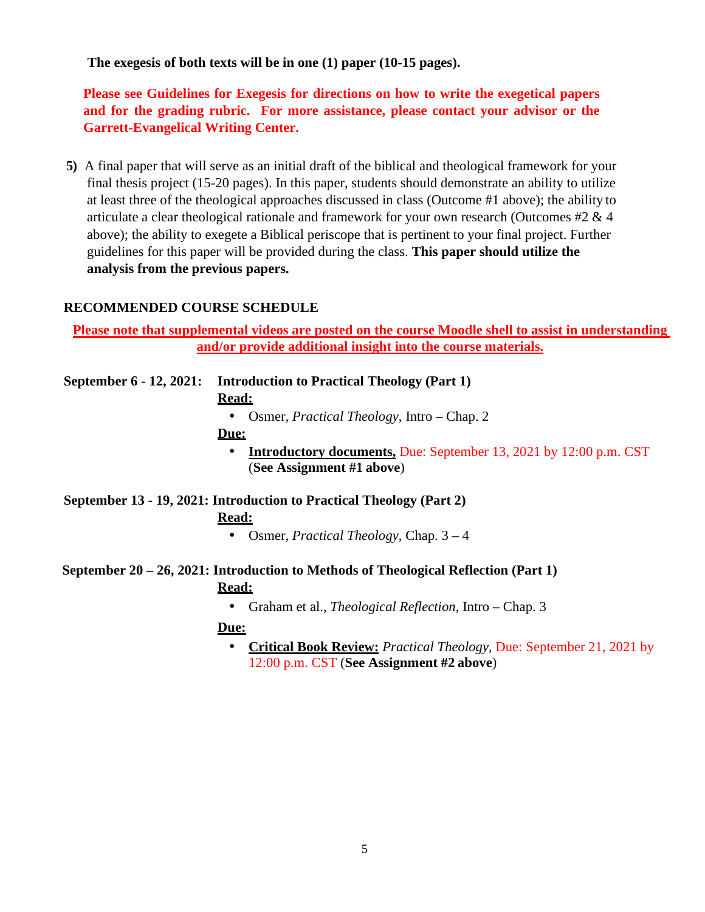**The exegesis of both texts will be in one (1) paper (10-15 pages).**

**Please see Guidelines for Exegesis for directions on how to write the exegetical papers and for the grading rubric. For more assistance, please contact your advisor or the Garrett-Evangelical Writing Center.**

**5)** A final paper that will serve as an initial draft of the biblical and theological framework for your final thesis project (15-20 pages). In this paper, students should demonstrate an ability to utilize at least three of the theological approaches discussed in class (Outcome #1 above); the ability to articulate a clear theological rationale and framework for your own research (Outcomes #2 & 4 above); the ability to exegete a Biblical periscope that is pertinent to your final project. Further guidelines for this paper will be provided during the class. **This paper should utilize the analysis from the previous papers.**

## RECOMMENDED COURSE SCHEDULE

**Please note that supplemental videos are posted on the course Moodle shell to assist in understanding and/or provide additional insight into the course materials.**

**September 6 - 12, 2021: Introduction to Practical Theology (Part 1)**

**Read:**

- Osmer, *Practical Theology*, Intro – Chap. 2

**Due:**

- **Introductory documents,** Due: September 13, 2021 by 12:00 p.m. CST (**See Assignment #1 above**)

**September 13 - 19, 2021: Introduction to Practical Theology (Part 2)**

**Read:**

- Osmer, *Practical Theology*, Chap. 3 – 4

**September 20 – 26, 2021: Introduction to Methods of Theological Reflection (Part 1)**

**Read:**

- Graham et al., *Theological Reflection*, Intro – Chap. 3

**Due:**

- **Critical Book Review:** *Practical Theology,* Due: September 21, 2021 by 12:00 p.m. CST (**See Assignment #2 above**)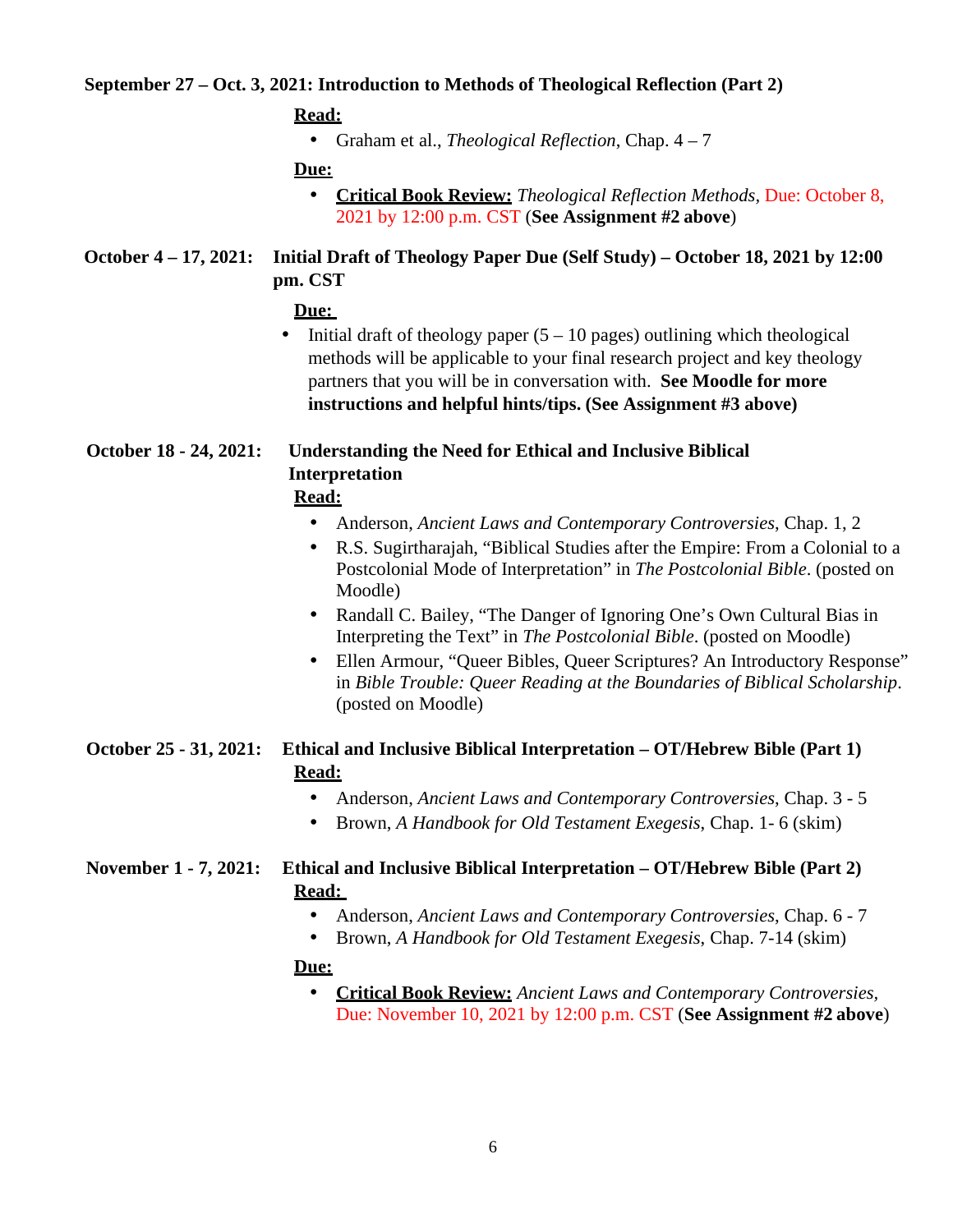**September 27 – Oct. 3, 2021: Introduction to Methods of Theological Reflection (Part 2)**

**Read:**

- Graham et al., *Theological Reflection*, Chap. 4 – 7

**Due:**

- **Critical Book Review:** *Theological Reflection Methods*, Due: October 8, 2021 by 12:00 p.m. CST (**See Assignment #2 above**)

**October 4 – 17, 2021: Initial Draft of Theology Paper Due (Self Study) – October 18, 2021 by 12:00 pm. CST**

**Due:**

- Initial draft of theology paper (5 – 10 pages) outlining which theological methods will be applicable to your final research project and key theology partners that you will be in conversation with. **See Moodle for more instructions and helpful hints/tips. (See Assignment #3 above)**

**October 18 - 24, 2021: Understanding the Need for Ethical and Inclusive Biblical Interpretation**

**Read:**

- Anderson, *Ancient Laws and Contemporary Controversies*, Chap. 1, 2
- R.S. Sugirtharajah, "Biblical Studies after the Empire: From a Colonial to a Postcolonial Mode of Interpretation" in *The Postcolonial Bible*. (posted on Moodle)
- Randall C. Bailey, "The Danger of Ignoring One's Own Cultural Bias in Interpreting the Text" in *The Postcolonial Bible*. (posted on Moodle)
- Ellen Armour, "Queer Bibles, Queer Scriptures? An Introductory Response" in *Bible Trouble: Queer Reading at the Boundaries of Biblical Scholarship*. (posted on Moodle)

**October 25 - 31, 2021: Ethical and Inclusive Biblical Interpretation – OT/Hebrew Bible (Part 1)**

**Read:**

- Anderson, *Ancient Laws and Contemporary Controversies*, Chap. 3 - 5
- Brown, *A Handbook for Old Testament Exegesis*, Chap. 1- 6 (skim)

**November 1 - 7, 2021: Ethical and Inclusive Biblical Interpretation – OT/Hebrew Bible (Part 2)**

**Read:**

- Anderson, *Ancient Laws and Contemporary Controversies*, Chap. 6 - 7
- Brown, *A Handbook for Old Testament Exegesis*, Chap. 7-14 (skim)

**Due:**

- **Critical Book Review:** *Ancient Laws and Contemporary Controversies*, Due: November 10, 2021 by 12:00 p.m. CST (**See Assignment #2 above**)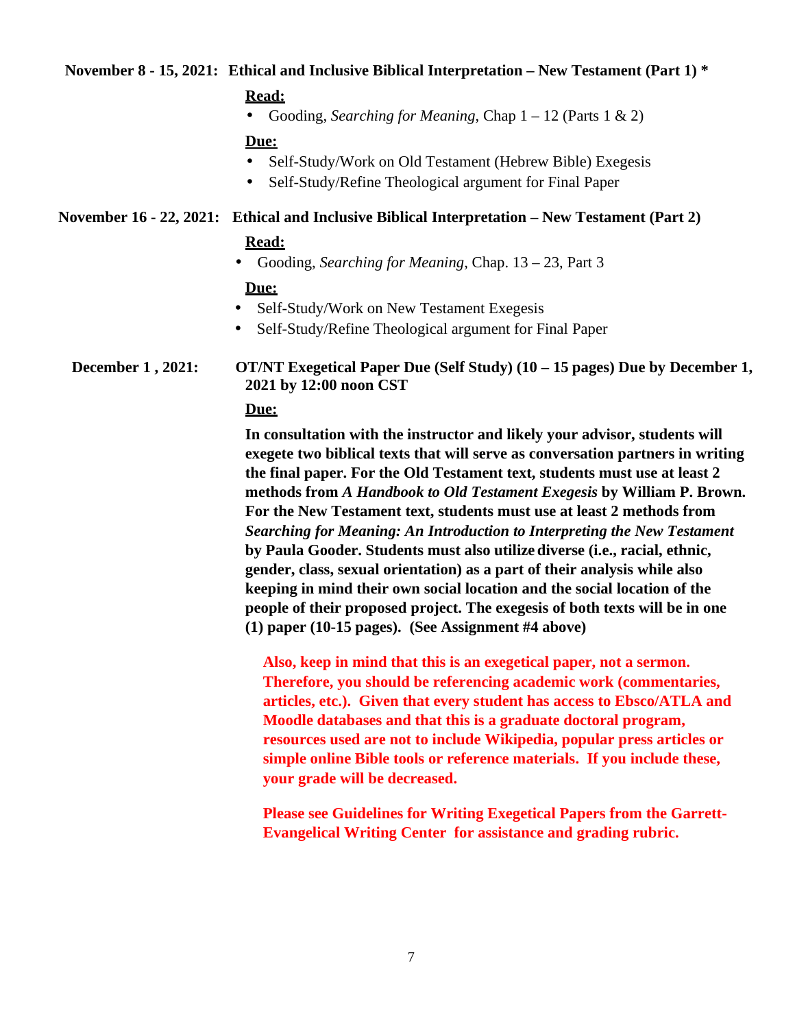**November 8 - 15, 2021: Ethical and Inclusive Biblical Interpretation – New Testament (Part 1) ***

**Read:**

- Gooding, *Searching for Meaning*, Chap 1 – 12 (Parts 1 & 2)

**Due:**

- Self-Study/Work on Old Testament (Hebrew Bible) Exegesis
- Self-Study/Refine Theological argument for Final Paper

**November 16 - 22, 2021: Ethical and Inclusive Biblical Interpretation – New Testament (Part 2)**

**Read:**

- Gooding, *Searching for Meaning*, Chap. 13 – 23, Part 3

**Due:**

- Self-Study/Work on New Testament Exegesis
- Self-Study/Refine Theological argument for Final Paper

**December 1 , 2021: OT/NT Exegetical Paper Due (Self Study) (10 – 15 pages) Due by December 1, 2021 by 12:00 noon CST**

**Due:**

**In consultation with the instructor and likely your advisor, students will exegete two biblical texts that will serve as conversation partners in writing the final paper. For the Old Testament text, students must use at least 2 methods from *A Handbook to Old Testament Exegesis* by William P. Brown. For the New Testament text, students must use at least 2 methods from *Searching for Meaning: An Introduction to Interpreting the New Testament* by Paula Gooder. Students must also utilize diverse (i.e., racial, ethnic, gender, class, sexual orientation) as a part of their analysis while also keeping in mind their own social location and the social location of the people of their proposed project. The exegesis of both texts will be in one (1) paper (10-15 pages). (See Assignment #4 above)**

**Also, keep in mind that this is an exegetical paper, not a sermon. Therefore, you should be referencing academic work (commentaries, articles, etc.). Given that every student has access to Ebsco/ATLA and Moodle databases and that this is a graduate doctoral program, resources used are not to include Wikipedia, popular press articles or simple online Bible tools or reference materials. If you include these, your grade will be decreased.**

**Please see Guidelines for Writing Exegetical Papers from the Garrett-Evangelical Writing Center for assistance and grading rubric.**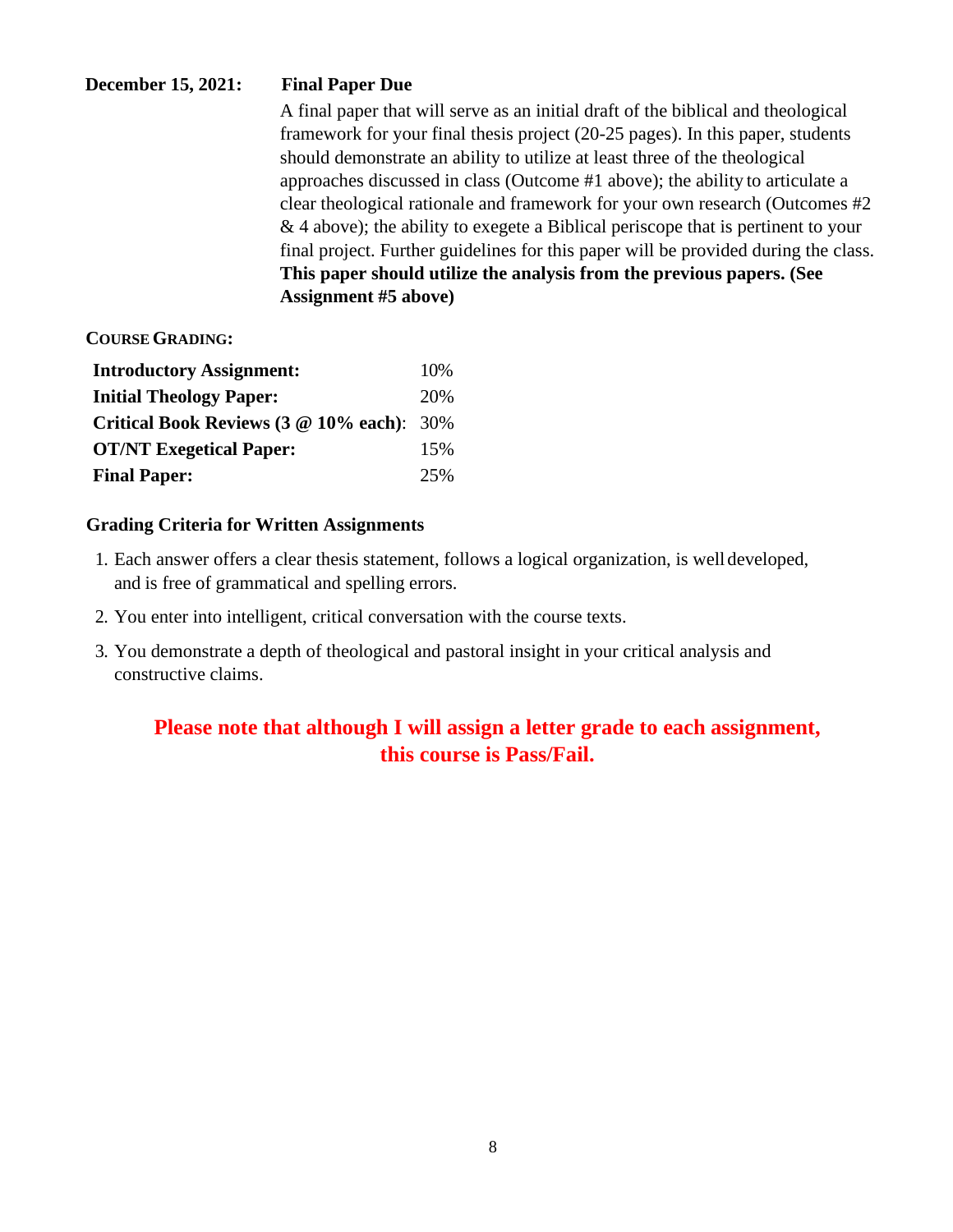**December 15, 2021:** **Final Paper Due**

A final paper that will serve as an initial draft of the biblical and theological framework for your final thesis project (20-25 pages). In this paper, students should demonstrate an ability to utilize at least three of the theological approaches discussed in class (Outcome #1 above); the ability to articulate a clear theological rationale and framework for your own research (Outcomes #2 & 4 above); the ability to exegete a Biblical periscope that is pertinent to your final project. Further guidelines for this paper will be provided during the class. **This paper should utilize the analysis from the previous papers. (See Assignment #5 above)**

**COURSE GRADING:**

| | |
|---|---|
| **Introductory Assignment:** | 10% |
| **Initial Theology Paper:** | 20% |
| **Critical Book Reviews (3 @ 10% each)**: | 30% |
| **OT/NT Exegetical Paper:** | 15% |
| **Final Paper:** | 25% |

**Grading Criteria for Written Assignments**

1. Each answer offers a clear thesis statement, follows a logical organization, is well developed, and is free of grammatical and spelling errors.
2. You enter into intelligent, critical conversation with the course texts.
3. You demonstrate a depth of theological and pastoral insight in your critical analysis and constructive claims.

**Please note that although I will assign a letter grade to each assignment, this course is Pass/Fail.**